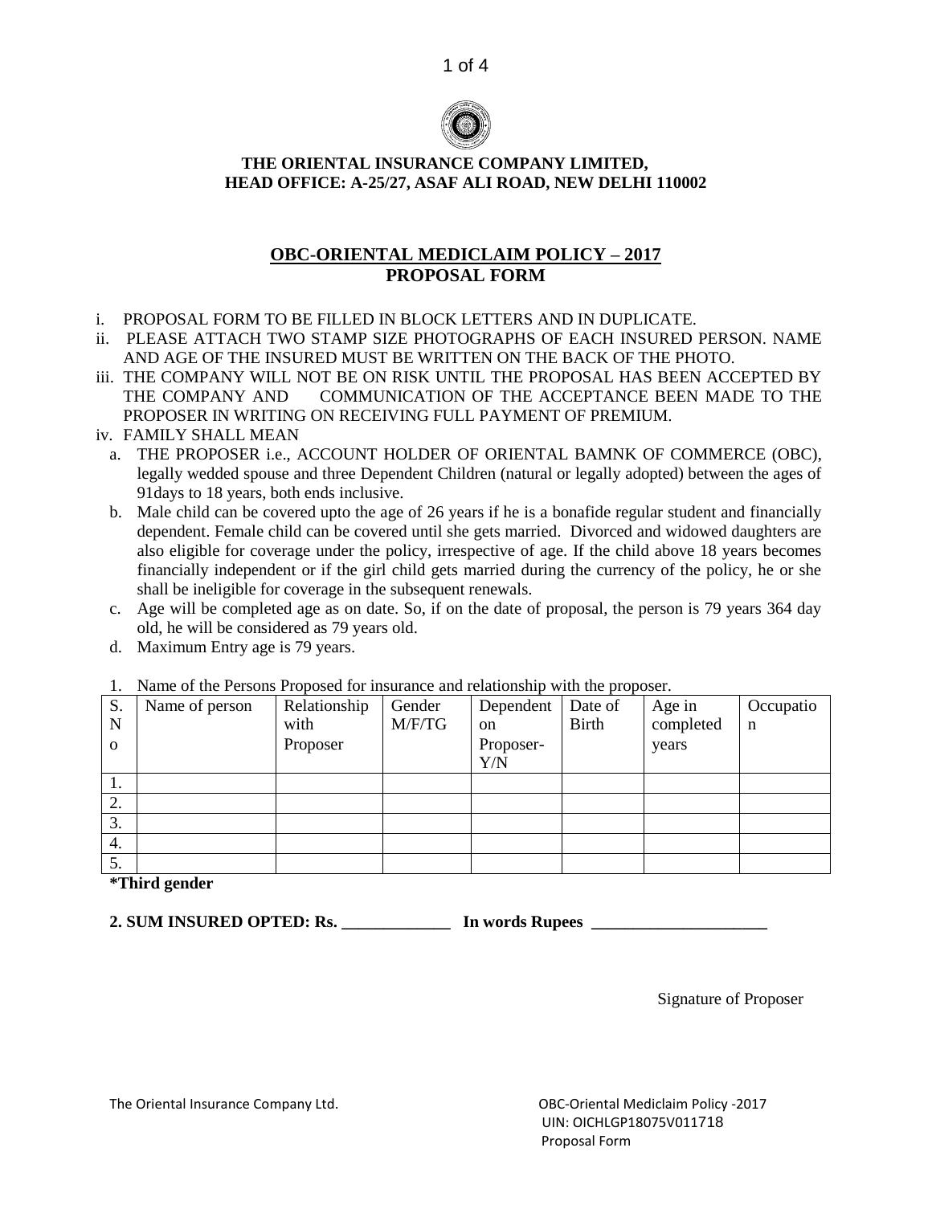**THE ORIENTAL INSURANCE COMPANY LIMITED,**
**HEAD OFFICE: A-25/27, ASAF ALI ROAD, NEW DELHI 110002**

## OBC-ORIENTAL MEDICLAIM POLICY – 2017
## PROPOSAL FORM

i. PROPOSAL FORM TO BE FILLED IN BLOCK LETTERS AND IN DUPLICATE.
ii. PLEASE ATTACH TWO STAMP SIZE PHOTOGRAPHS OF EACH INSURED PERSON. NAME AND AGE OF THE INSURED MUST BE WRITTEN ON THE BACK OF THE PHOTO.
iii. THE COMPANY WILL NOT BE ON RISK UNTIL THE PROPOSAL HAS BEEN ACCEPTED BY THE COMPANY AND COMMUNICATION OF THE ACCEPTANCE BEEN MADE TO THE PROPOSER IN WRITING ON RECEIVING FULL PAYMENT OF PREMIUM.
iv. FAMILY SHALL MEAN
   a. THE PROPOSER i.e., ACCOUNT HOLDER OF ORIENTAL BAMNK OF COMMERCE (OBC), legally wedded spouse and three Dependent Children (natural or legally adopted) between the ages of 91days to 18 years, both ends inclusive.
   b. Male child can be covered upto the age of 26 years if he is a bonafide regular student and financially dependent. Female child can be covered until she gets married. Divorced and widowed daughters are also eligible for coverage under the policy, irrespective of age. If the child above 18 years becomes financially independent or if the girl child gets married during the currency of the policy, he or she shall be ineligible for coverage in the subsequent renewals.
   c. Age will be completed age as on date. So, if on the date of proposal, the person is 79 years 364 day old, he will be considered as 79 years old.
   d. Maximum Entry age is 79 years.

1. Name of the Persons Proposed for insurance and relationship with the proposer.

| S. No | Name of person | Relationship with Proposer | Gender M/F/TG | Dependent on Proposer-Y/N | Date of Birth | Age in completed years | Occupation |
|---|---|---|---|---|---|---|---|
| 1. | | | | | | | |
| 2. | | | | | | | |
| 3. | | | | | | | |
| 4. | | | | | | | |
| 5. | | | | | | | |

**\*Third gender**

**2. SUM INSURED OPTED: Rs. _____________ In words Rupees _____________________**

Signature of Proposer

The Oriental Insurance Company Ltd.

OBC-Oriental Mediclaim Policy -2017
UIN: OICHLGP18075V011718
Proposal Form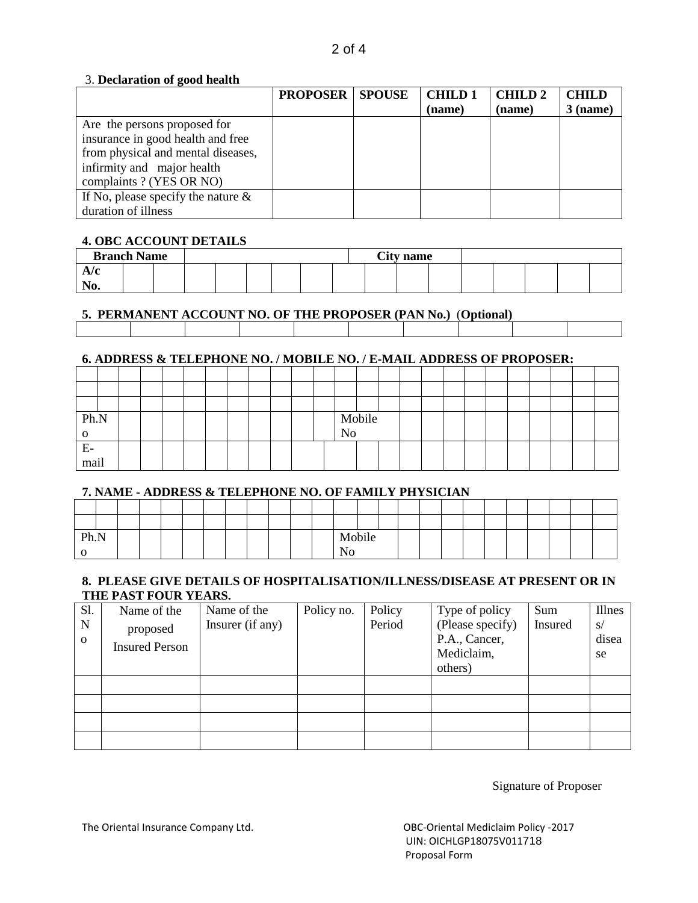3. **Declaration of good health**

| | **PROPOSER** | **SPOUSE** | **CHILD 1 (name)** | **CHILD 2 (name)** | **CHILD 3 (name)** |
|---|---|---|---|---|---|
| Are the persons proposed for insurance in good health and free from physical and mental diseases, infirmity and major health complaints ? (YES OR NO) | | | | | |
| If No, please specify the nature & duration of illness | | | | | |

**4. OBC ACCOUNT DETAILS**

| **Branch Name** | | **City name** | |
|---|---|---|---|
| **A/c No.** | | | |

**5. PERMANENT ACCOUNT NO. OF THE PROPOSER (PAN No.)** (**Optional**)

| | | | | | | | | | |
|---|---|---|---|---|---|---|---|---|---|
| | | | | | | | | | |

**6. ADDRESS & TELEPHONE NO. / MOBILE NO. / E-MAIL ADDRESS OF PROPOSER:**

| | | |
|---|---|---|
| | | |
| | | |
| | | |
| Ph.No | Mobile No | |
| E-mail | | |

**7. NAME - ADDRESS & TELEPHONE NO. OF FAMILY PHYSICIAN**

| | | |
|---|---|---|
| | | |
| | | |
| Ph.No | Mobile No | |

**8. PLEASE GIVE DETAILS OF HOSPITALISATION/ILLNESS/DISEASE AT PRESENT OR IN THE PAST FOUR YEARS.**

| Sl. No | Name of the proposed Insured Person | Name of the Insurer (if any) | Policy no. | Policy Period | Type of policy (Please specify) P.A., Cancer, Mediclaim, others) | Sum Insured | Illness/ disease |
|---|---|---|---|---|---|---|---|
| | | | | | | | |
| | | | | | | | |
| | | | | | | | |
| | | | | | | | |

Signature of Proposer

The Oriental Insurance Company Ltd.

OBC-Oriental Mediclaim Policy -2017
UIN: OICHLGP18075V011718
Proposal Form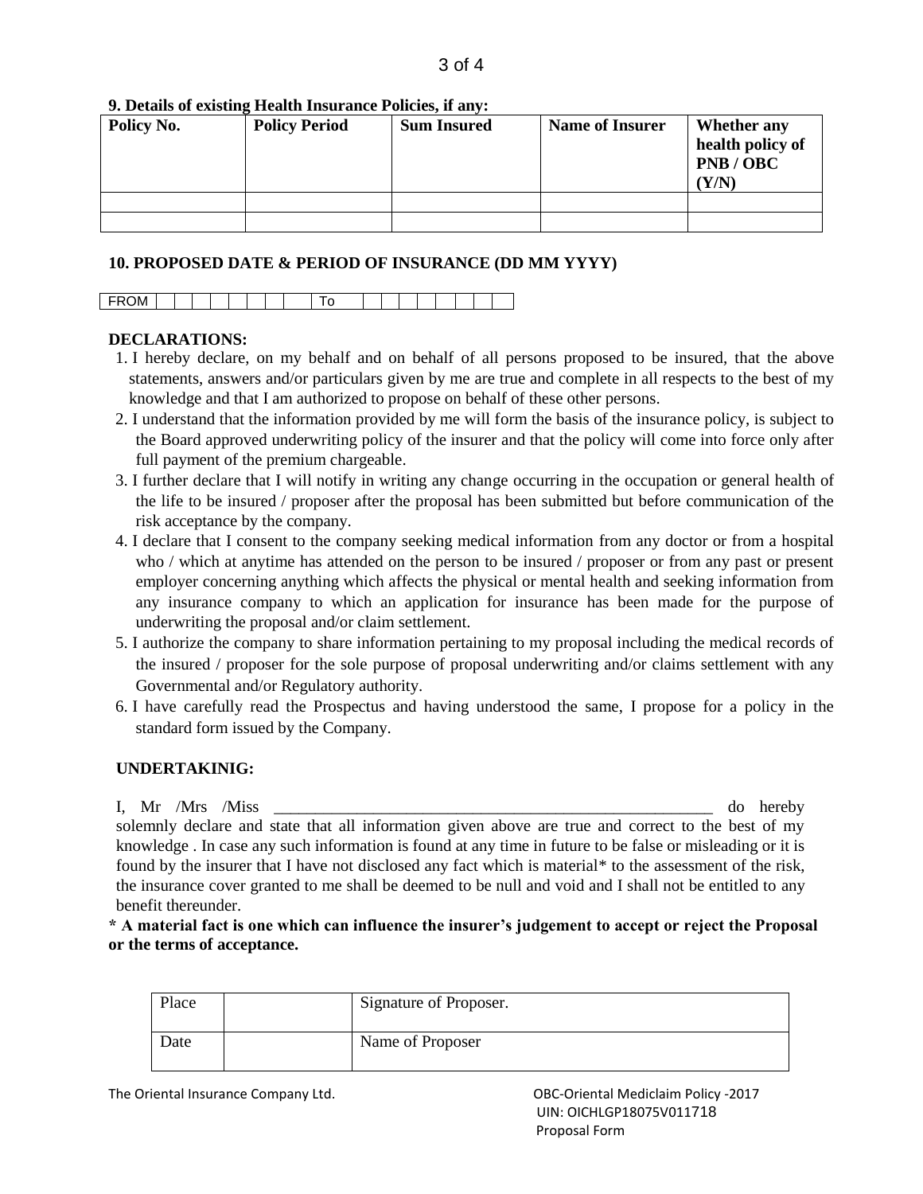**9. Details of existing Health Insurance Policies, if any:**

| Policy No. | Policy Period | Sum Insured | Name of Insurer | Whether any health policy of PNB / OBC (Y/N) |
|---|---|---|---|---|
| | | | | |
| | | | | |

**10. PROPOSED DATE & PERIOD OF INSURANCE (DD MM YYYY)**

| FROM | | | | | | | | | | To | | | | | | | | | |
|---|---|---|---|---|---|---|---|---|---|---|---|---|---|---|---|---|---|---|---|

**DECLARATIONS:**

1. I hereby declare, on my behalf and on behalf of all persons proposed to be insured, that the above statements, answers and/or particulars given by me are true and complete in all respects to the best of my knowledge and that I am authorized to propose on behalf of these other persons.
2. I understand that the information provided by me will form the basis of the insurance policy, is subject to the Board approved underwriting policy of the insurer and that the policy will come into force only after full payment of the premium chargeable.
3. I further declare that I will notify in writing any change occurring in the occupation or general health of the life to be insured / proposer after the proposal has been submitted but before communication of the risk acceptance by the company.
4. I declare that I consent to the company seeking medical information from any doctor or from a hospital who / which at anytime has attended on the person to be insured / proposer or from any past or present employer concerning anything which affects the physical or mental health and seeking information from any insurance company to which an application for insurance has been made for the purpose of underwriting the proposal and/or claim settlement.
5. I authorize the company to share information pertaining to my proposal including the medical records of the insured / proposer for the sole purpose of proposal underwriting and/or claims settlement with any Governmental and/or Regulatory authority.
6. I have carefully read the Prospectus and having understood the same, I propose for a policy in the standard form issued by the Company.

**UNDERTAKINIG:**

I, Mr /Mrs /Miss ______________________________________________________ do hereby solemnly declare and state that all information given above are true and correct to the best of my knowledge . In case any such information is found at any time in future to be false or misleading or it is found by the insurer that I have not disclosed any fact which is material* to the assessment of the risk, the insurance cover granted to me shall be deemed to be null and void and I shall not be entitled to any benefit thereunder.

**\* A material fact is one which can influence the insurer's judgement to accept or reject the Proposal or the terms of acceptance.**

| Place | | Signature of Proposer. |
|---|---|---|
| Date | | Name of Proposer |

The Oriental Insurance Company Ltd.

OBC-Oriental Mediclaim Policy -2017
UIN: OICHLGP18075V011718
Proposal Form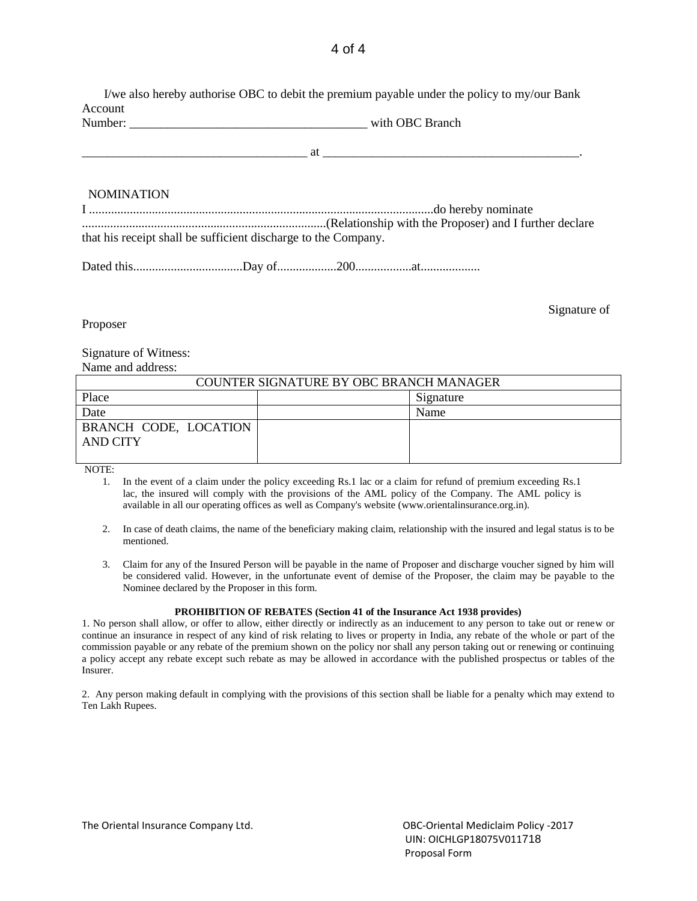I/we also hereby authorise OBC to debit the premium payable under the policy to my/our Bank Account Number: ______________________________________ with OBC Branch

___________________________________ at ________________________________________.

NOMINATION

I ............................................................................................................do hereby nominate ..............................................................................(Relationship with the Proposer) and I further declare that his receipt shall be sufficient discharge to the Company.

Dated this...................................Day of...................200...................at...................

Signature of Proposer

Signature of Witness:
Name and address:

| COUNTER SIGNATURE BY OBC BRANCH MANAGER | | |
|---|---|---|
| Place | | Signature |
| Date | | Name |
| BRANCH CODE, LOCATION AND CITY | | |

NOTE:

1. In the event of a claim under the policy exceeding Rs.1 lac or a claim for refund of premium exceeding Rs.1 lac, the insured will comply with the provisions of the AML policy of the Company. The AML policy is available in all our operating offices as well as Company's website (www.orientalinsurance.org.in).

2. In case of death claims, the name of the beneficiary making claim, relationship with the insured and legal status is to be mentioned.

3. Claim for any of the Insured Person will be payable in the name of Proposer and discharge voucher signed by him will be considered valid. However, in the unfortunate event of demise of the Proposer, the claim may be payable to the Nominee declared by the Proposer in this form.

**PROHIBITION OF REBATES (Section 41 of the Insurance Act 1938 provides)**

1. No person shall allow, or offer to allow, either directly or indirectly as an inducement to any person to take out or renew or continue an insurance in respect of any kind of risk relating to lives or property in India, any rebate of the whole or part of the commission payable or any rebate of the premium shown on the policy nor shall any person taking out or renewing or continuing a policy accept any rebate except such rebate as may be allowed in accordance with the published prospectus or tables of the Insurer.

2. Any person making default in complying with the provisions of this section shall be liable for a penalty which may extend to Ten Lakh Rupees.